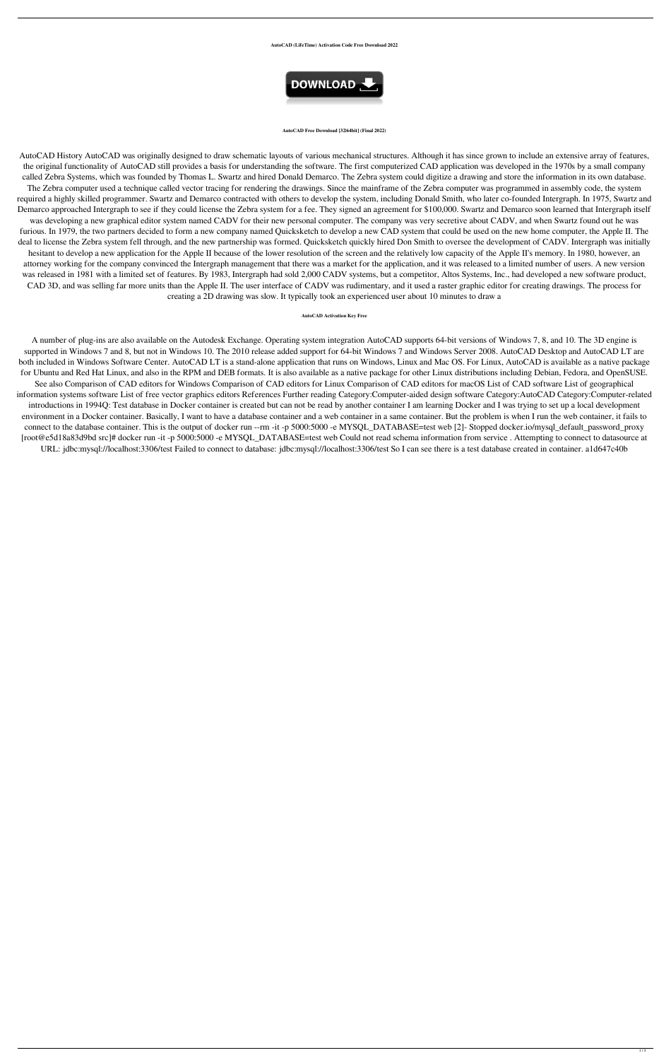**AutoCAD (LifeTime) Activation Code Free Download 2022**

DOWNLOAD

**AutoCAD Free Download [32|64bit] (Final 2022)**

AutoCAD History AutoCAD was originally designed to draw schematic layouts of various mechanical structures. Although it has since grown to include an extensive array of features, the original functionality of AutoCAD still provides a basis for understanding the software. The first computerized CAD application was developed in the 1970s by a small company called Zebra Systems, which was founded by Thomas L. Swartz and hired Donald Demarco. The Zebra system could digitize a drawing and store the information in its own database. The Zebra computer used a technique called vector tracing for rendering the drawings. Since the mainframe of the Zebra computer was programmed in assembly code, the system required a highly skilled programmer. Swartz and Demarco contracted with others to develop the system, including Donald Smith, who later co-founded Intergraph. In 1975, Swartz and Demarco approached Intergraph to see if they could license the Zebra system for a fee. They signed an agreement for $100,000. Swartz and Demarco soon learned that Intergraph itself was developing a new graphical editor system named CADV for their new personal computer. The company was very secretive about CADV, and when Swartz found out he was furious. In 1979, the two partners decided to form a new company named Quicksketch to develop a new CAD system that could be used on the new home computer, the Apple II. The deal to license the Zebra system fell through, and the new partnership was formed. Quicksketch quickly hired Don Smith to oversee the development of CADV. Intergraph was initially hesitant to develop a new application for the Apple II because of the lower resolution of the screen and the relatively low capacity of the Apple II's memory. In 1980, however, an attorney working for the company convinced the Intergraph management that there was a market for the application, and it was released to a limited number of users. A new version was released in 1981 with a limited set of features. By 1983, Intergraph had sold 2,000 CADV systems, but a competitor, Altos Systems, Inc., had developed a new software product, CAD 3D, and was selling far more units than the Apple II. The user interface of CADV was rudimentary, and it used a raster graphic editor for creating drawings. The process for creating a 2D drawing was slow. It typically took an experienced user about 10 minutes to draw a

**AutoCAD Activation Key Free**

A number of plug-ins are also available on the Autodesk Exchange. Operating system integration AutoCAD supports 64-bit versions of Windows 7, 8, and 10. The 3D engine is supported in Windows 7 and 8, but not in Windows 10. The 2010 release added support for 64-bit Windows 7 and Windows Server 2008. AutoCAD Desktop and AutoCAD LT are both included in Windows Software Center. AutoCAD LT is a stand-alone application that runs on Windows, Linux and Mac OS. For Linux, AutoCAD is available as a native package for Ubuntu and Red Hat Linux, and also in the RPM and DEB formats. It is also available as a native package for other Linux distributions including Debian, Fedora, and OpenSUSE. See also Comparison of CAD editors for Windows Comparison of CAD editors for Linux Comparison of CAD editors for macOS List of CAD software List of geographical information systems software List of free vector graphics editors References Further reading Category:Computer-aided design software Category:AutoCAD Category:Computer-related introductions in 1994Q: Test database in Docker container is created but can not be read by another container I am learning Docker and I was trying to set up a local development environment in a Docker container. Basically, I want to have a database container and a web container in a same container. But the problem is when I run the web container, it fails to connect to the database container. This is the output of docker run --rm -it -p 5000:5000 -e MYSQL_DATABASE=test web [2]- Stopped docker.io/mysql_default_password_proxy [root@e5d18a83d9bd src]# docker run -it -p 5000:5000 -e MYSQL_DATABASE=test web Could not read schema information from service . Attempting to connect to datasource at URL: jdbc:mysql://localhost:3306/test Failed to connect to database: jdbc:mysql://localhost:3306/test So I can see there is a test database created in container. a1d647c40b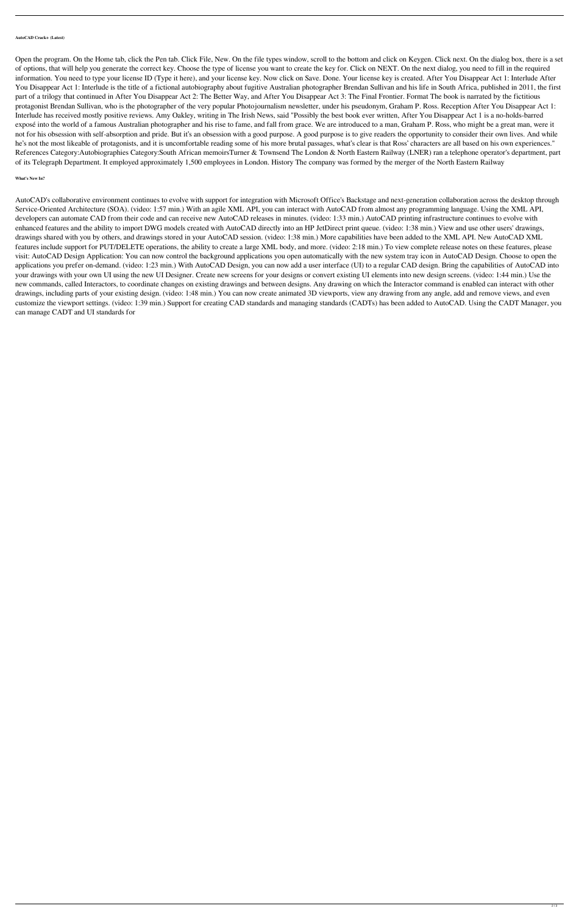**AutoCAD Crack+ (Latest)**

Open the program. On the Home tab, click the Pen tab. Click File, New. On the file types window, scroll to the bottom and click on Keygen. Click next. On the dialog box, there is a set of options, that will help you generate the correct key. Choose the type of license you want to create the key for. Click on NEXT. On the next dialog, you need to fill in the required information. You need to type your license ID (Type it here), and your license key. Now click on Save. Done. Your license key is created. After You Disappear Act 1: Interlude After You Disappear Act 1: Interlude is the title of a fictional autobiography about fugitive Australian photographer Brendan Sullivan and his life in South Africa, published in 2011, the first part of a trilogy that continued in After You Disappear Act 2: The Better Way, and After You Disappear Act 3: The Final Frontier. Format The book is narrated by the fictitious protagonist Brendan Sullivan, who is the photographer of the very popular Photojournalism newsletter, under his pseudonym, Graham P. Ross. Reception After You Disappear Act 1: Interlude has received mostly positive reviews. Amy Oakley, writing in The Irish News, said "Possibly the best book ever written, After You Disappear Act 1 is a no-holds-barred exposé into the world of a famous Australian photographer and his rise to fame, and fall from grace. We are introduced to a man, Graham P. Ross, who might be a great man, were it not for his obsession with self-absorption and pride. But it's an obsession with a good purpose. A good purpose is to give readers the opportunity to consider their own lives. And while he's not the most likeable of protagonists, and it is uncomfortable reading some of his more brutal passages, what's clear is that Ross' characters are all based on his own experiences." References Category:Autobiographies Category:South African memoirsTurner & Townsend The London & North Eastern Railway (LNER) ran a telephone operator's department, part of its Telegraph Department. It employed approximately 1,500 employees in London. History The company was formed by the merger of the North Eastern Railway

**What's New In?**

AutoCAD's collaborative environment continues to evolve with support for integration with Microsoft Office's Backstage and next-generation collaboration across the desktop through Service-Oriented Architecture (SOA). (video: 1:57 min.) With an agile XML API, you can interact with AutoCAD from almost any programming language. Using the XML API, developers can automate CAD from their code and can receive new AutoCAD releases in minutes. (video: 1:33 min.) AutoCAD printing infrastructure continues to evolve with enhanced features and the ability to import DWG models created with AutoCAD directly into an HP JetDirect print queue. (video: 1:38 min.) View and use other users' drawings, drawings shared with you by others, and drawings stored in your AutoCAD session. (video: 1:38 min.) More capabilities have been added to the XML API. New AutoCAD XML features include support for PUT/DELETE operations, the ability to create a large XML body, and more. (video: 2:18 min.) To view complete release notes on these features, please visit: AutoCAD Design Application: You can now control the background applications you open automatically with the new system tray icon in AutoCAD Design. Choose to open the applications you prefer on-demand. (video: 1:23 min.) With AutoCAD Design, you can now add a user interface (UI) to a regular CAD design. Bring the capabilities of AutoCAD into your drawings with your own UI using the new UI Designer. Create new screens for your designs or convert existing UI elements into new design screens. (video: 1:44 min.) Use the new commands, called Interactors, to coordinate changes on existing drawings and between designs. Any drawing on which the Interactor command is enabled can interact with other drawings, including parts of your existing design. (video: 1:48 min.) You can now create animated 3D viewports, view any drawing from any angle, add and remove views, and even customize the viewport settings. (video: 1:39 min.) Support for creating CAD standards and managing standards (CADTs) has been added to AutoCAD. Using the CADT Manager, you can manage CADT and UI standards for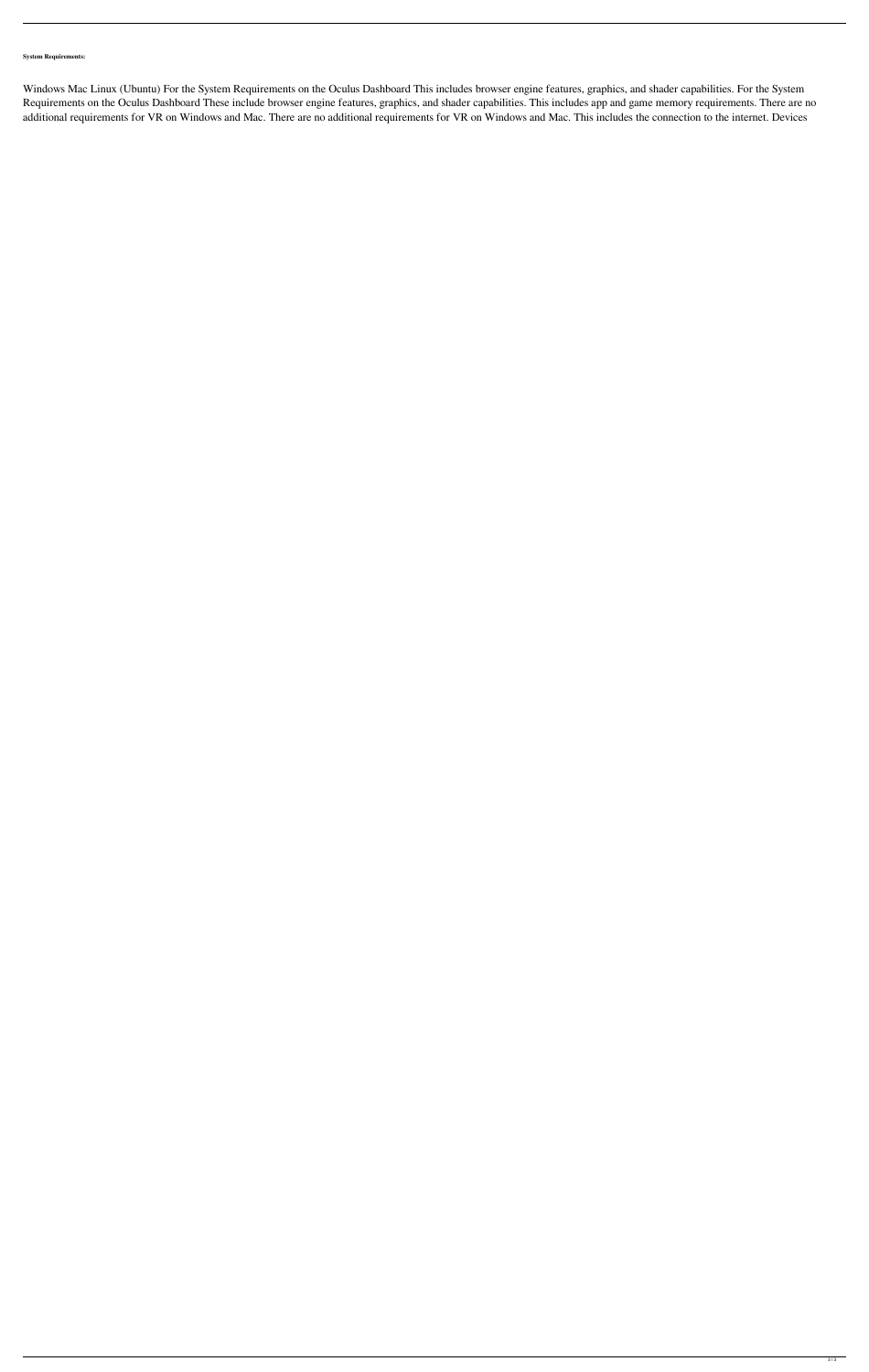**System Requirements:**

Windows Mac Linux (Ubuntu) For the System Requirements on the Oculus Dashboard This includes browser engine features, graphics, and shader capabilities. For the System Requirements on the Oculus Dashboard These include browser engine features, graphics, and shader capabilities. This includes app and game memory requirements. There are no additional requirements for VR on Windows and Mac. There are no additional requirements for VR on Windows and Mac. This includes the connection to the internet. Devices